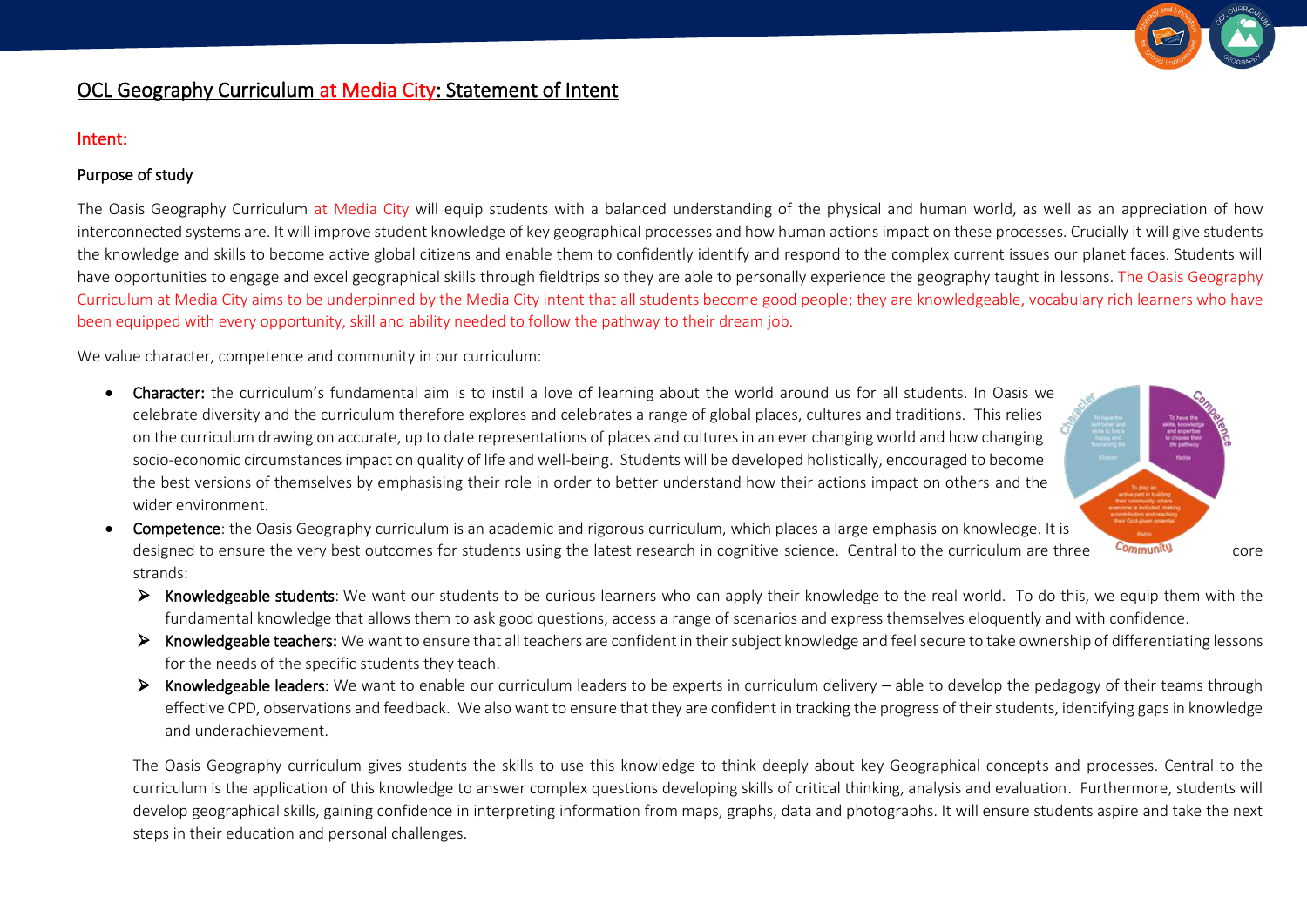# OCL Geography Curriculum at Media City: Statement of Intent

## Intent:

### Purpose of study

The Oasis Geography Curriculum at Media City will equip students with a balanced understanding of the physical and human world, as well as an appreciation of how interconnected systems are. It will improve student knowledge of key geographical processes and how human actions impact on these processes. Crucially it will give students the knowledge and skills to become active global citizens and enable them to confidently identify and respond to the complex current issues our planet faces. Students will have opportunities to engage and excel geographical skills through fieldtrips so they are able to personally experience the geography taught in lessons. The Oasis Geography Curriculum at Media City aims to be underpinned by the Media City intent that all students become good people; they are knowledgeable, vocabulary rich learners who have been equipped with every opportunity, skill and ability needed to follow the pathway to their dream job.

We value character, competence and community in our curriculum:

- **Character:** the curriculum's fundamental aim is to instil a love of learning about the world around us for all students. In Oasis we celebrate diversity and the curriculum therefore explores and celebrates a range of global places, cultures and traditions. This relies on the curriculum drawing on accurate, up to date representations of places and cultures in an ever changing world and how changing socio-economic circumstances impact on quality of life and well-being. Students will be developed holistically, encouraged to become the best versions of themselves by emphasising their role in order to better understand how their actions impact on others and the wider environment.
- **Competence**: the Oasis Geography curriculum is an academic and rigorous curriculum, which places a large emphasis on knowledge. It is designed to ensure the very best outcomes for students using the latest research in cognitive science. Central to the curriculum are three core strands:
  - **Knowledgeable students**: We want our students to be curious learners who can apply their knowledge to the real world. To do this, we equip them with the fundamental knowledge that allows them to ask good questions, access a range of scenarios and express themselves eloquently and with confidence.
  - **Knowledgeable teachers:** We want to ensure that all teachers are confident in their subject knowledge and feel secure to take ownership of differentiating lessons for the needs of the specific students they teach.
  - **Knowledgeable leaders:** We want to enable our curriculum leaders to be experts in curriculum delivery – able to develop the pedagogy of their teams through effective CPD, observations and feedback. We also want to ensure that they are confident in tracking the progress of their students, identifying gaps in knowledge and underachievement.

  The Oasis Geography curriculum gives students the skills to use this knowledge to think deeply about key Geographical concepts and processes. Central to the curriculum is the application of this knowledge to answer complex questions developing skills of critical thinking, analysis and evaluation. Furthermore, students will develop geographical skills, gaining confidence in interpreting information from maps, graphs, data and photographs. It will ensure students aspire and take the next steps in their education and personal challenges.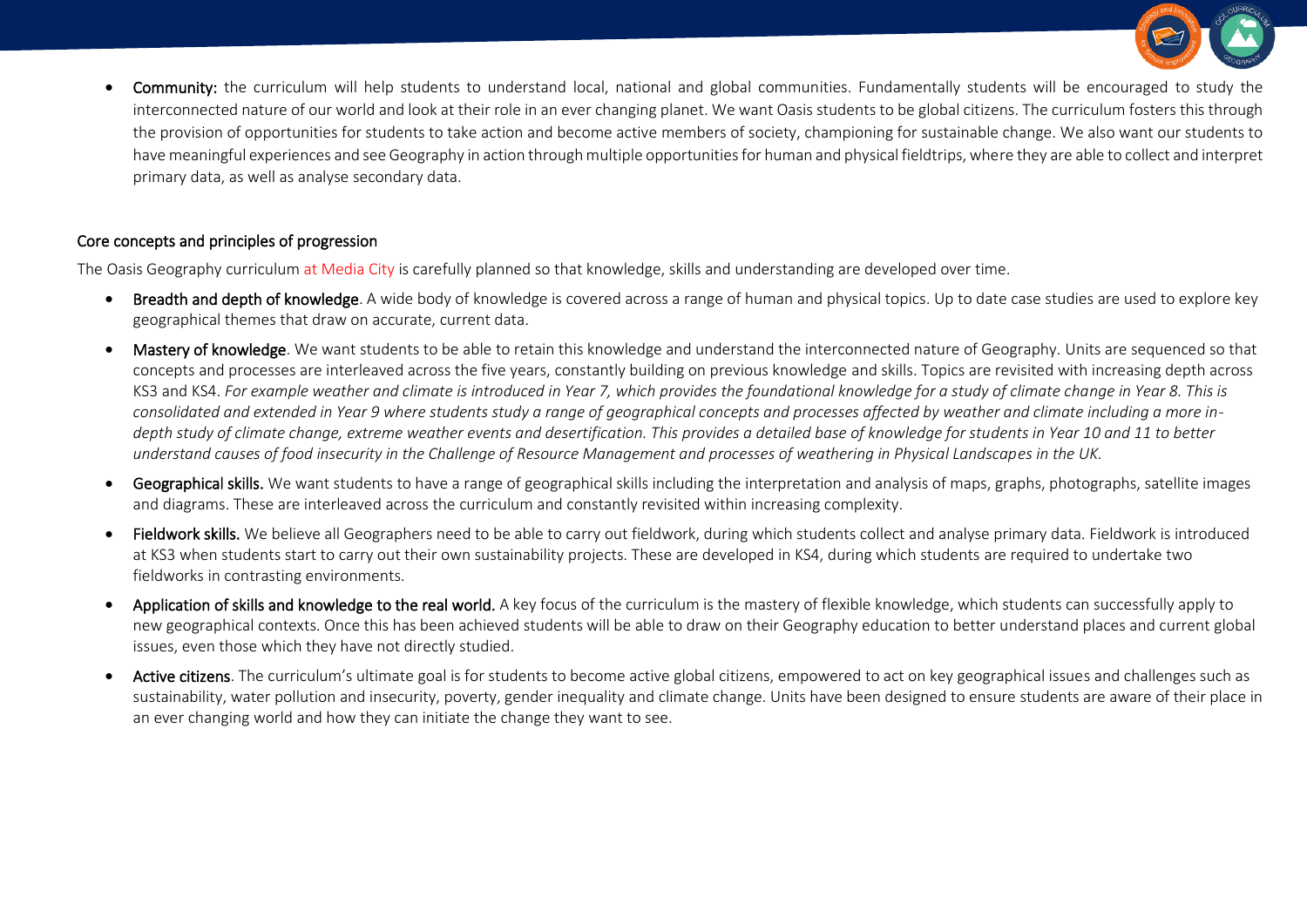- **Community:** the curriculum will help students to understand local, national and global communities. Fundamentally students will be encouraged to study the interconnected nature of our world and look at their role in an ever changing planet. We want Oasis students to be global citizens. The curriculum fosters this through the provision of opportunities for students to take action and become active members of society, championing for sustainable change. We also want our students to have meaningful experiences and see Geography in action through multiple opportunities for human and physical fieldtrips, where they are able to collect and interpret primary data, as well as analyse secondary data.

## Core concepts and principles of progression

The Oasis Geography curriculum at Media City is carefully planned so that knowledge, skills and understanding are developed over time.

- **Breadth and depth of knowledge**. A wide body of knowledge is covered across a range of human and physical topics. Up to date case studies are used to explore key geographical themes that draw on accurate, current data.
- **Mastery of knowledge**. We want students to be able to retain this knowledge and understand the interconnected nature of Geography. Units are sequenced so that concepts and processes are interleaved across the five years, constantly building on previous knowledge and skills. Topics are revisited with increasing depth across KS3 and KS4. *For example weather and climate is introduced in Year 7, which provides the foundational knowledge for a study of climate change in Year 8. This is consolidated and extended in Year 9 where students study a range of geographical concepts and processes affected by weather and climate including a more in-depth study of climate change, extreme weather events and desertification. This provides a detailed base of knowledge for students in Year 10 and 11 to better understand causes of food insecurity in the Challenge of Resource Management and processes of weathering in Physical Landscapes in the UK.*
- **Geographical skills.** We want students to have a range of geographical skills including the interpretation and analysis of maps, graphs, photographs, satellite images and diagrams. These are interleaved across the curriculum and constantly revisited within increasing complexity.
- **Fieldwork skills.** We believe all Geographers need to be able to carry out fieldwork, during which students collect and analyse primary data. Fieldwork is introduced at KS3 when students start to carry out their own sustainability projects. These are developed in KS4, during which students are required to undertake two fieldworks in contrasting environments.
- **Application of skills and knowledge to the real world.** A key focus of the curriculum is the mastery of flexible knowledge, which students can successfully apply to new geographical contexts. Once this has been achieved students will be able to draw on their Geography education to better understand places and current global issues, even those which they have not directly studied.
- **Active citizens**. The curriculum's ultimate goal is for students to become active global citizens, empowered to act on key geographical issues and challenges such as sustainability, water pollution and insecurity, poverty, gender inequality and climate change. Units have been designed to ensure students are aware of their place in an ever changing world and how they can initiate the change they want to see.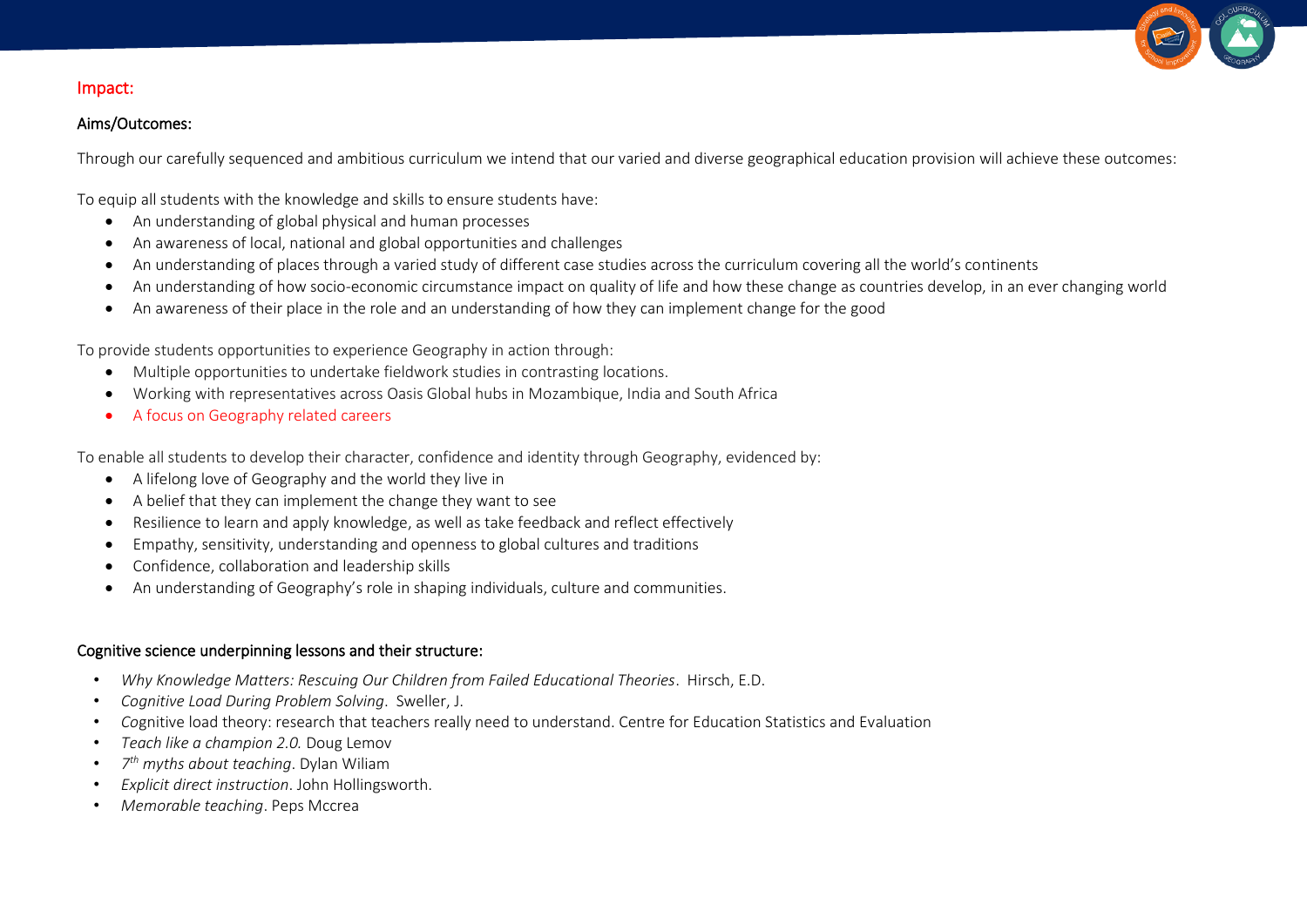## Impact:

### Aims/Outcomes:

Through our carefully sequenced and ambitious curriculum we intend that our varied and diverse geographical education provision will achieve these outcomes:

To equip all students with the knowledge and skills to ensure students have:

- An understanding of global physical and human processes
- An awareness of local, national and global opportunities and challenges
- An understanding of places through a varied study of different case studies across the curriculum covering all the world's continents
- An understanding of how socio-economic circumstance impact on quality of life and how these change as countries develop, in an ever changing world
- An awareness of their place in the role and an understanding of how they can implement change for the good

To provide students opportunities to experience Geography in action through:

- Multiple opportunities to undertake fieldwork studies in contrasting locations.
- Working with representatives across Oasis Global hubs in Mozambique, India and South Africa
- A focus on Geography related careers

To enable all students to develop their character, confidence and identity through Geography, evidenced by:

- A lifelong love of Geography and the world they live in
- A belief that they can implement the change they want to see
- Resilience to learn and apply knowledge, as well as take feedback and reflect effectively
- Empathy, sensitivity, understanding and openness to global cultures and traditions
- Confidence, collaboration and leadership skills
- An understanding of Geography's role in shaping individuals, culture and communities.

### Cognitive science underpinning lessons and their structure:

- *Why Knowledge Matters: Rescuing Our Children from Failed Educational Theories*. Hirsch, E.D.
- *Cognitive Load During Problem Solving*. Sweller, J.
- Cognitive load theory: research that teachers really need to understand. Centre for Education Statistics and Evaluation
- *Teach like a champion 2.0.* Doug Lemov
- *7th myths about teaching*. Dylan Wiliam
- *Explicit direct instruction*. John Hollingsworth.
- *Memorable teaching*. Peps Mccrea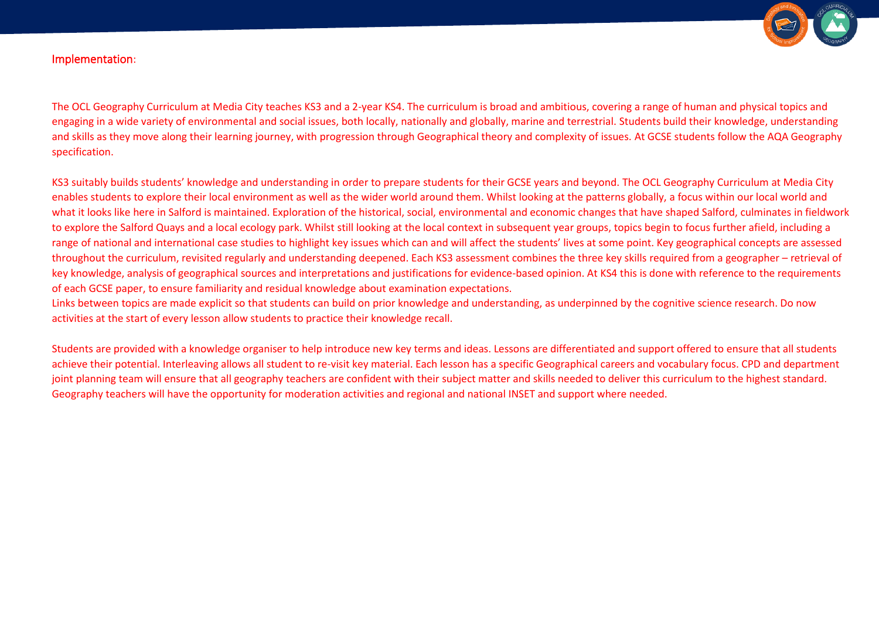## Implementation:

The OCL Geography Curriculum at Media City teaches KS3 and a 2-year KS4. The curriculum is broad and ambitious, covering a range of human and physical topics and engaging in a wide variety of environmental and social issues, both locally, nationally and globally, marine and terrestrial. Students build their knowledge, understanding and skills as they move along their learning journey, with progression through Geographical theory and complexity of issues. At GCSE students follow the AQA Geography specification.

KS3 suitably builds students' knowledge and understanding in order to prepare students for their GCSE years and beyond. The OCL Geography Curriculum at Media City enables students to explore their local environment as well as the wider world around them. Whilst looking at the patterns globally, a focus within our local world and what it looks like here in Salford is maintained. Exploration of the historical, social, environmental and economic changes that have shaped Salford, culminates in fieldwork to explore the Salford Quays and a local ecology park. Whilst still looking at the local context in subsequent year groups, topics begin to focus further afield, including a range of national and international case studies to highlight key issues which can and will affect the students' lives at some point. Key geographical concepts are assessed throughout the curriculum, revisited regularly and understanding deepened. Each KS3 assessment combines the three key skills required from a geographer – retrieval of key knowledge, analysis of geographical sources and interpretations and justifications for evidence-based opinion. At KS4 this is done with reference to the requirements of each GCSE paper, to ensure familiarity and residual knowledge about examination expectations.
Links between topics are made explicit so that students can build on prior knowledge and understanding, as underpinned by the cognitive science research. Do now activities at the start of every lesson allow students to practice their knowledge recall.

Students are provided with a knowledge organiser to help introduce new key terms and ideas. Lessons are differentiated and support offered to ensure that all students achieve their potential. Interleaving allows all student to re-visit key material. Each lesson has a specific Geographical careers and vocabulary focus. CPD and department joint planning team will ensure that all geography teachers are confident with their subject matter and skills needed to deliver this curriculum to the highest standard. Geography teachers will have the opportunity for moderation activities and regional and national INSET and support where needed.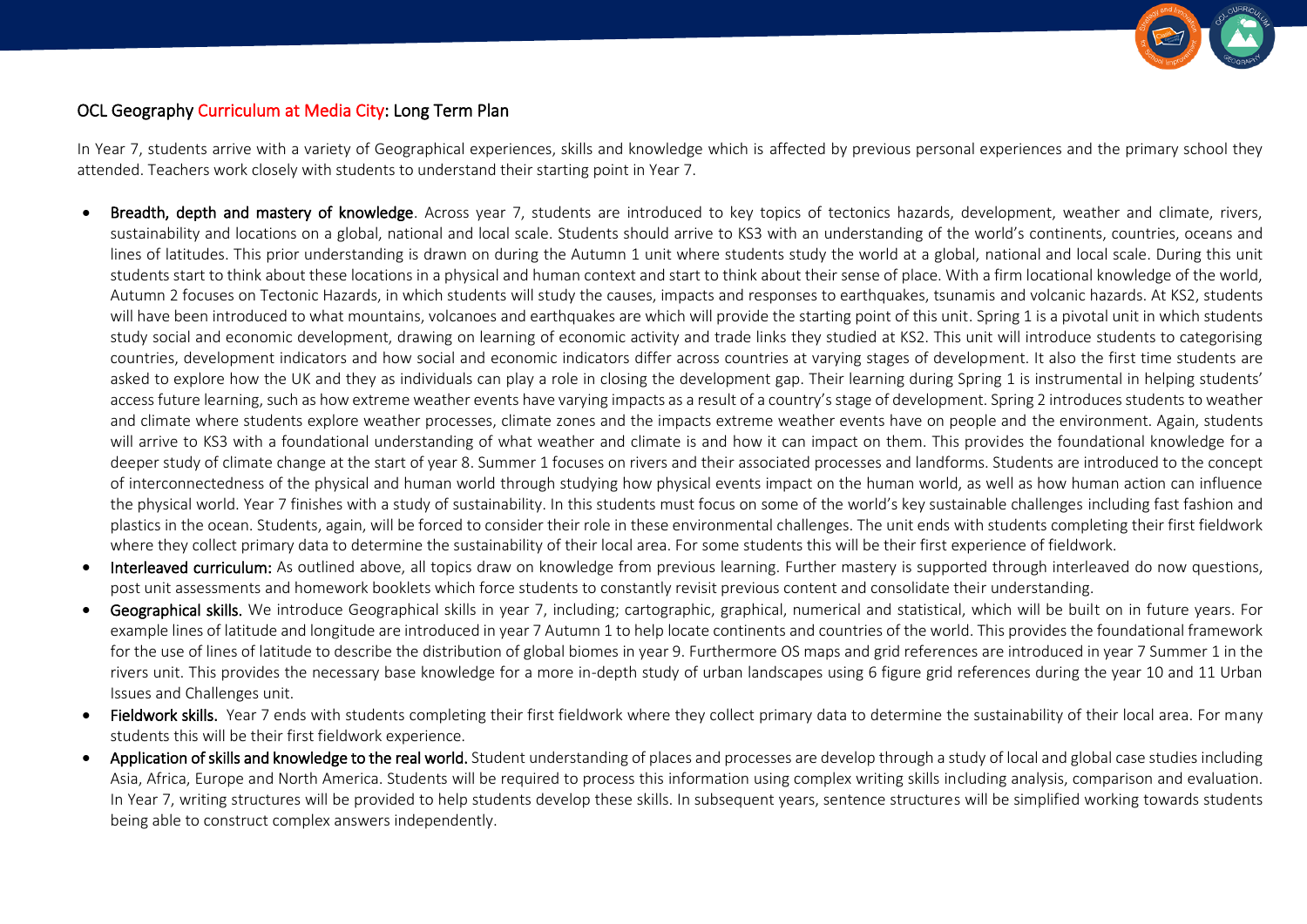## OCL Geography Curriculum at Media City: Long Term Plan

In Year 7, students arrive with a variety of Geographical experiences, skills and knowledge which is affected by previous personal experiences and the primary school they attended. Teachers work closely with students to understand their starting point in Year 7.

- **Breadth, depth and mastery of knowledge**. Across year 7, students are introduced to key topics of tectonics hazards, development, weather and climate, rivers, sustainability and locations on a global, national and local scale. Students should arrive to KS3 with an understanding of the world's continents, countries, oceans and lines of latitudes. This prior understanding is drawn on during the Autumn 1 unit where students study the world at a global, national and local scale. During this unit students start to think about these locations in a physical and human context and start to think about their sense of place. With a firm locational knowledge of the world, Autumn 2 focuses on Tectonic Hazards, in which students will study the causes, impacts and responses to earthquakes, tsunamis and volcanic hazards. At KS2, students will have been introduced to what mountains, volcanoes and earthquakes are which will provide the starting point of this unit. Spring 1 is a pivotal unit in which students study social and economic development, drawing on learning of economic activity and trade links they studied at KS2. This unit will introduce students to categorising countries, development indicators and how social and economic indicators differ across countries at varying stages of development. It also the first time students are asked to explore how the UK and they as individuals can play a role in closing the development gap. Their learning during Spring 1 is instrumental in helping students' access future learning, such as how extreme weather events have varying impacts as a result of a country's stage of development. Spring 2 introduces students to weather and climate where students explore weather processes, climate zones and the impacts extreme weather events have on people and the environment. Again, students will arrive to KS3 with a foundational understanding of what weather and climate is and how it can impact on them. This provides the foundational knowledge for a deeper study of climate change at the start of year 8. Summer 1 focuses on rivers and their associated processes and landforms. Students are introduced to the concept of interconnectedness of the physical and human world through studying how physical events impact on the human world, as well as how human action can influence the physical world. Year 7 finishes with a study of sustainability. In this students must focus on some of the world's key sustainable challenges including fast fashion and plastics in the ocean. Students, again, will be forced to consider their role in these environmental challenges. The unit ends with students completing their first fieldwork where they collect primary data to determine the sustainability of their local area. For some students this will be their first experience of fieldwork.
- **Interleaved curriculum:** As outlined above, all topics draw on knowledge from previous learning. Further mastery is supported through interleaved do now questions, post unit assessments and homework booklets which force students to constantly revisit previous content and consolidate their understanding.
- **Geographical skills.** We introduce Geographical skills in year 7, including; cartographic, graphical, numerical and statistical, which will be built on in future years. For example lines of latitude and longitude are introduced in year 7 Autumn 1 to help locate continents and countries of the world. This provides the foundational framework for the use of lines of latitude to describe the distribution of global biomes in year 9. Furthermore OS maps and grid references are introduced in year 7 Summer 1 in the rivers unit. This provides the necessary base knowledge for a more in-depth study of urban landscapes using 6 figure grid references during the year 10 and 11 Urban Issues and Challenges unit.
- **Fieldwork skills.** Year 7 ends with students completing their first fieldwork where they collect primary data to determine the sustainability of their local area. For many students this will be their first fieldwork experience.
- **Application of skills and knowledge to the real world.** Student understanding of places and processes are develop through a study of local and global case studies including Asia, Africa, Europe and North America. Students will be required to process this information using complex writing skills including analysis, comparison and evaluation. In Year 7, writing structures will be provided to help students develop these skills. In subsequent years, sentence structures will be simplified working towards students being able to construct complex answers independently.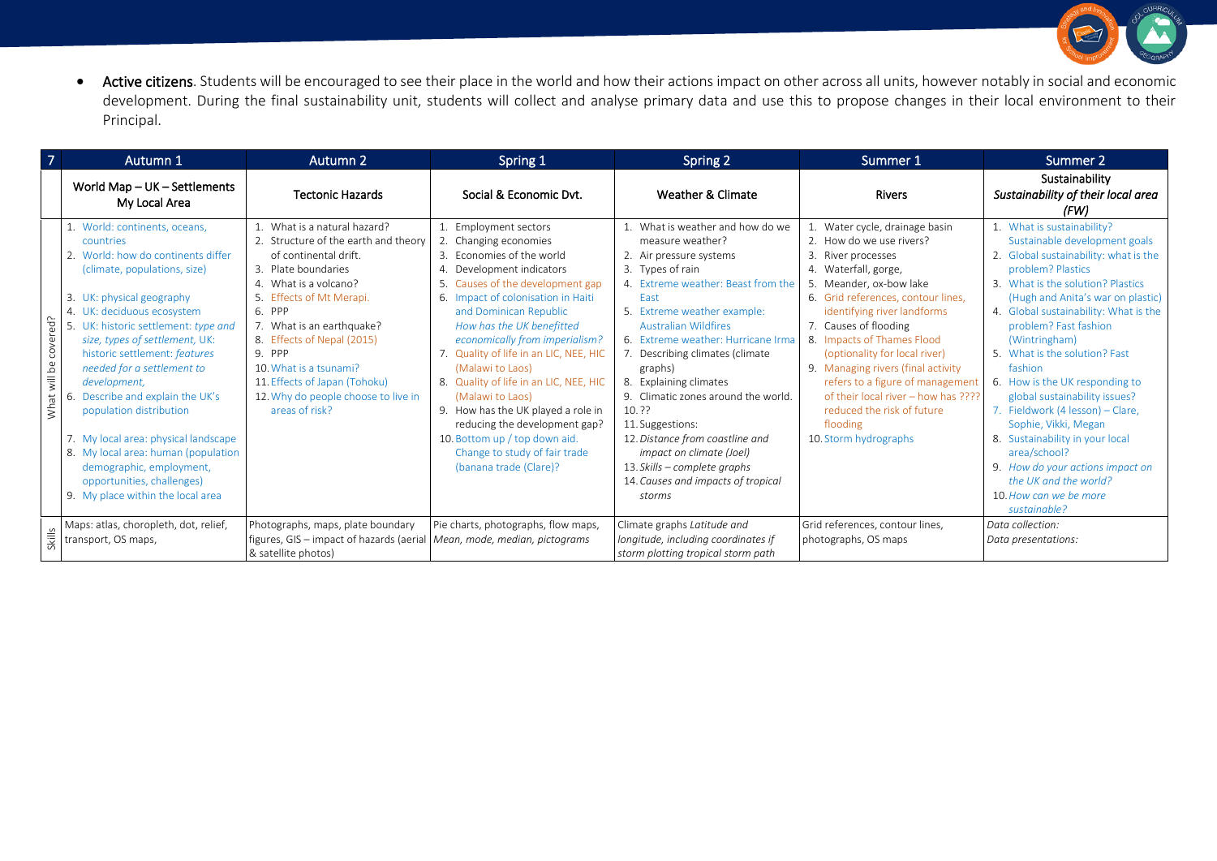- **Active citizens**. Students will be encouraged to see their place in the world and how their actions impact on other across all units, however notably in social and economic development. During the final sustainability unit, students will collect and analyse primary data and use this to propose changes in their local environment to their Principal.

| 7 | Autumn 1 | Autumn 2 | Spring 1 | Spring 2 | Summer 1 | Summer 2 |
|---|---|---|---|---|---|---|
| | World Map – UK – Settlements<br>My Local Area | Tectonic Hazards | Social & Economic Dvt. | Weather & Climate | Rivers | Sustainability<br>*Sustainability of their local area (FW)* |
| What will be covered? | 1. World: continents, oceans, countries<br>2. World: how do continents differ (climate, populations, size)<br>3. UK: physical geography<br>4. UK: deciduous ecosystem<br>5. UK: historic settlement: *type and size, types of settlement,* UK: historic settlement: *features needed for a settlement to development,*<br>6. Describe and explain the UK's population distribution<br>7. My local area: physical landscape<br>8. My local area: human (population demographic, employment, opportunities, challenges)<br>9. My place within the local area | 1. What is a natural hazard?<br>2. Structure of the earth and theory of continental drift.<br>3. Plate boundaries<br>4. What is a volcano?<br>5. Effects of Mt Merapi.<br>6. PPP<br>7. What is an earthquake?<br>8. Effects of Nepal (2015)<br>9. PPP<br>10. What is a tsunami?<br>11. Effects of Japan (Tohoku)<br>12. Why do people choose to live in areas of risk? | 1. Employment sectors<br>2. Changing economies<br>3. Economies of the world<br>4. Development indicators<br>5. Causes of the development gap<br>6. Impact of colonisation in Haiti and Dominican Republic *How has the UK benefitted economically from imperialism?*<br>7. Quality of life in an LIC, NEE, HIC (Malawi to Laos)<br>8. Quality of life in an LIC, NEE, HIC (Malawi to Laos)<br>9. How has the UK played a role in reducing the development gap?<br>10. Bottom up / top down aid. Change to study of fair trade (banana trade (Clare)? | 1. What is weather and how do we measure weather?<br>2. Air pressure systems<br>3. Types of rain<br>4. Extreme weather: Beast from the East<br>5. Extreme weather example: Australian Wildfires<br>6. Extreme weather: Hurricane Irma<br>7. Describing climates (climate graphs)<br>8. Explaining climates<br>9. Climatic zones around the world.<br>10. ??<br>11. Suggestions:<br>12. *Distance from coastline and impact on climate (Joel)*<br>13. *Skills – complete graphs*<br>14. *Causes and impacts of tropical storms* | 1. Water cycle, drainage basin<br>2. How do we use rivers?<br>3. River processes<br>4. Waterfall, gorge,<br>5. Meander, ox-bow lake<br>6. Grid references, contour lines, identifying river landforms<br>7. Causes of flooding<br>8. Impacts of Thames Flood (optionality for local river)<br>9. Managing rivers (final activity refers to a figure of management of their local river – how has ???? reduced the risk of future flooding<br>10. Storm hydrographs | 1. What is sustainability? Sustainable development goals<br>2. Global sustainability: what is the problem? Plastics<br>3. What is the solution? Plastics (Hugh and Anita's war on plastic)<br>4. Global sustainability: What is the problem? Fast fashion (Wintringham)<br>5. What is the solution? Fast fashion<br>6. How is the UK responding to global sustainability issues?<br>7. Fieldwork (4 lesson) – Clare, Sophie, Vikki, Megan<br>8. Sustainability in your local area/school?<br>9. *How do your actions impact on the UK and the world?*<br>10. *How can we be more sustainable?* |
| Skills | Maps: atlas, choropleth, dot, relief, transport, OS maps, | Photographs, maps, plate boundary figures, GIS – impact of hazards (aerial & satellite photos) | Pie charts, photographs, flow maps, *Mean, mode, median, pictograms* | Climate graphs *Latitude and longitude, including coordinates if storm plotting tropical storm path* | Grid references, contour lines, photographs, OS maps | *Data collection:*<br>*Data presentations:* |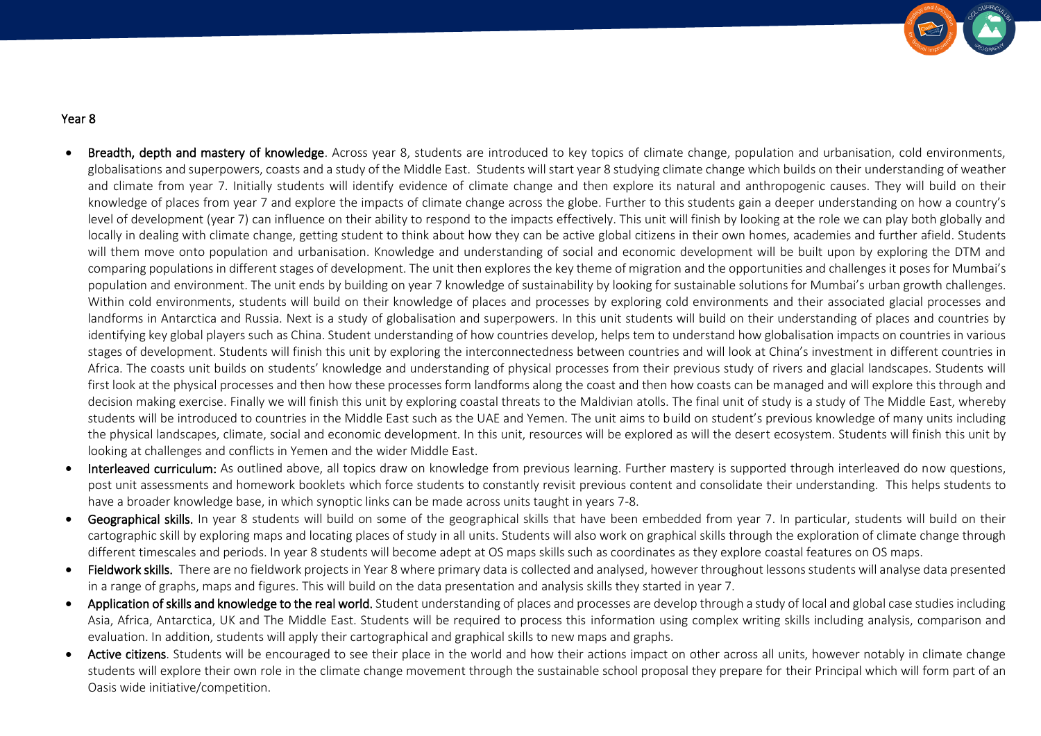## Year 8

- **Breadth, depth and mastery of knowledge**. Across year 8, students are introduced to key topics of climate change, population and urbanisation, cold environments, globalisations and superpowers, coasts and a study of the Middle East. Students will start year 8 studying climate change which builds on their understanding of weather and climate from year 7. Initially students will identify evidence of climate change and then explore its natural and anthropogenic causes. They will build on their knowledge of places from year 7 and explore the impacts of climate change across the globe. Further to this students gain a deeper understanding on how a country's level of development (year 7) can influence on their ability to respond to the impacts effectively. This unit will finish by looking at the role we can play both globally and locally in dealing with climate change, getting student to think about how they can be active global citizens in their own homes, academies and further afield. Students will them move onto population and urbanisation. Knowledge and understanding of social and economic development will be built upon by exploring the DTM and comparing populations in different stages of development. The unit then explores the key theme of migration and the opportunities and challenges it poses for Mumbai's population and environment. The unit ends by building on year 7 knowledge of sustainability by looking for sustainable solutions for Mumbai's urban growth challenges. Within cold environments, students will build on their knowledge of places and processes by exploring cold environments and their associated glacial processes and landforms in Antarctica and Russia. Next is a study of globalisation and superpowers. In this unit students will build on their understanding of places and countries by identifying key global players such as China. Student understanding of how countries develop, helps tem to understand how globalisation impacts on countries in various stages of development. Students will finish this unit by exploring the interconnectedness between countries and will look at China's investment in different countries in Africa. The coasts unit builds on students' knowledge and understanding of physical processes from their previous study of rivers and glacial landscapes. Students will first look at the physical processes and then how these processes form landforms along the coast and then how coasts can be managed and will explore this through and decision making exercise. Finally we will finish this unit by exploring coastal threats to the Maldivian atolls. The final unit of study is a study of The Middle East, whereby students will be introduced to countries in the Middle East such as the UAE and Yemen. The unit aims to build on student's previous knowledge of many units including the physical landscapes, climate, social and economic development. In this unit, resources will be explored as will the desert ecosystem. Students will finish this unit by looking at challenges and conflicts in Yemen and the wider Middle East.
- **Interleaved curriculum:** As outlined above, all topics draw on knowledge from previous learning. Further mastery is supported through interleaved do now questions, post unit assessments and homework booklets which force students to constantly revisit previous content and consolidate their understanding. This helps students to have a broader knowledge base, in which synoptic links can be made across units taught in years 7-8.
- **Geographical skills.** In year 8 students will build on some of the geographical skills that have been embedded from year 7. In particular, students will build on their cartographic skill by exploring maps and locating places of study in all units. Students will also work on graphical skills through the exploration of climate change through different timescales and periods. In year 8 students will become adept at OS maps skills such as coordinates as they explore coastal features on OS maps.
- **Fieldwork skills.** There are no fieldwork projects in Year 8 where primary data is collected and analysed, however throughout lessons students will analyse data presented in a range of graphs, maps and figures. This will build on the data presentation and analysis skills they started in year 7.
- **Application of skills and knowledge to the real world.** Student understanding of places and processes are develop through a study of local and global case studies including Asia, Africa, Antarctica, UK and The Middle East. Students will be required to process this information using complex writing skills including analysis, comparison and evaluation. In addition, students will apply their cartographical and graphical skills to new maps and graphs.
- **Active citizens**. Students will be encouraged to see their place in the world and how their actions impact on other across all units, however notably in climate change students will explore their own role in the climate change movement through the sustainable school proposal they prepare for their Principal which will form part of an Oasis wide initiative/competition.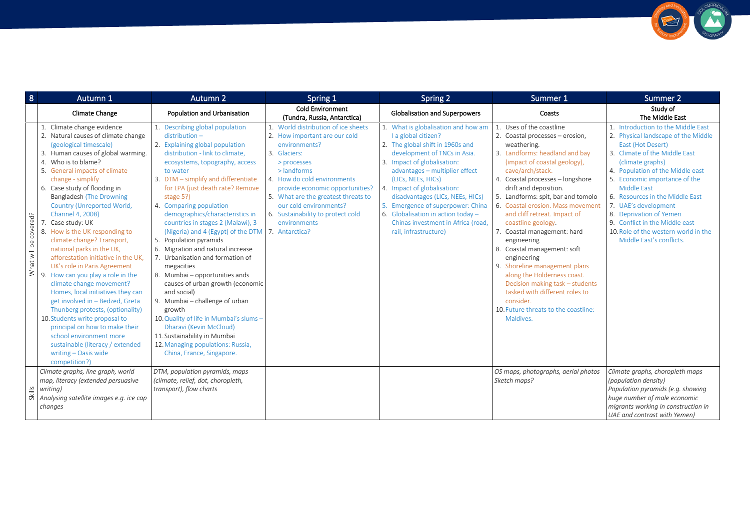| 8 | Autumn 1 | Autumn 2 | Spring 1 | Spring 2 | Summer 1 | Summer 2 |
|---|---|---|---|---|---|---|
| | Climate Change | Population and Urbanisation | Cold Environment (Tundra, Russia, Antarctica) | Globalisation and Superpowers | Coasts | Study of The Middle East |
| What will be covered? | 1. Climate change evidence<br>2. Natural causes of climate change (geological timescale)<br>3. Human causes of global warming.<br>4. Who is to blame?<br>5. General impacts of climate change - simplify<br>6. Case study of flooding in Bangladesh (The Drowning Country (Unreported World, Channel 4, 2008)<br>7. Case study: UK<br>8. How is the UK responding to climate change? Transport, national parks in the UK, afforestation initiative in the UK, UK's role in Paris Agreement<br>9. How can you play a role in the climate change movement? Homes, local initiatives they can get involved in – Bedzed, Greta Thunberg protests, (optionality)<br>10. Students write proposal to principal on how to make their school environment more sustainable (literacy / extended writing – Oasis wide competition?) | 1. Describing global population distribution –<br>2. Explaining global population distribution - link to climate, ecosystems, topography, access to water<br>3. DTM – simplify and differentiate for LPA (just death rate? Remove stage 5?)<br>4. Comparing population demographics/characteristics in countries in stages 2 (Malawi), 3 (Nigeria) and 4 (Egypt) of the DTM<br>5. Population pyramids<br>6. Migration and natural increase<br>7. Urbanisation and formation of megacities<br>8. Mumbai – opportunities and causes of urban growth (economic and social)<br>9. Mumbai – challenge of urban growth<br>10. Quality of life in Mumbai's slums – Dharavi (Kevin McCloud)<br>11. Sustainability in Mumbai<br>12. Managing populations: Russia, China, France, Singapore. | 1. World distribution of ice sheets<br>2. How important are our cold environments?<br>3. Glaciers:<br>> processes<br>> landforms<br>4. How do cold environments provide economic opportunities?<br>5. What are the greatest threats to our cold environments?<br>6. Sustainability to protect cold environments<br>7. Antarctica? | 1. What is globalisation and how am I a global citizen?<br>2. The global shift in 1960s and development of TNCs in Asia.<br>3. Impact of globalisation: advantages – multiplier effect (LICs, NEEs, HICs)<br>4. Impact of globalisation: disadvantages (LICs, NEEs, HICs)<br>5. Emergence of superpower: China<br>6. Globalisation in action today – Chinas investment in Africa (road, rail, infrastructure) | 1. Uses of the coastline<br>2. Coastal processes – erosion, weathering.<br>3. Landforms: headland and bay (impact of coastal geology), cave/arch/stack.<br>4. Coastal processes – longshore drift and deposition.<br>5. Landforms: spit, bar and tomolo<br>6. Coastal erosion. Mass movement and cliff retreat. Impact of coastline geology.<br>7. Coastal management: hard engineering<br>8. Coastal management: soft engineering<br>9. Shoreline management plans along the Holderness coast. Decision making task – students tasked with different roles to consider.<br>10. Future threats to the coastline: Maldives. | 1. Introduction to the Middle East<br>2. Physical landscape of the Middle East (Hot Desert)<br>3. Climate of the Middle East (climate graphs)<br>4. Population of the Middle east<br>5. Economic importance of the Middle East<br>6. Resources in the Middle East<br>7. UAE's development<br>8. Deprivation of Yemen<br>9. Conflict in the Middle east<br>10. Role of the western world in the Middle East's conflicts. |
| Skills | *Climate graphs, line graph, world map, literacy (extended persuasive writing)*<br>*Analysing satellite images e.g. ice cap changes* | *DTM, population pyramids, maps (climate, relief, dot, choropleth, transport), flow charts* | | | *OS maps, photographs, aerial photos*<br>*Sketch maps?* | *Climate graphs, choropleth maps (population density)*<br>*Population pyramids (e.g. showing huge number of male economic migrants working in construction in UAE and contrast with Yemen)* |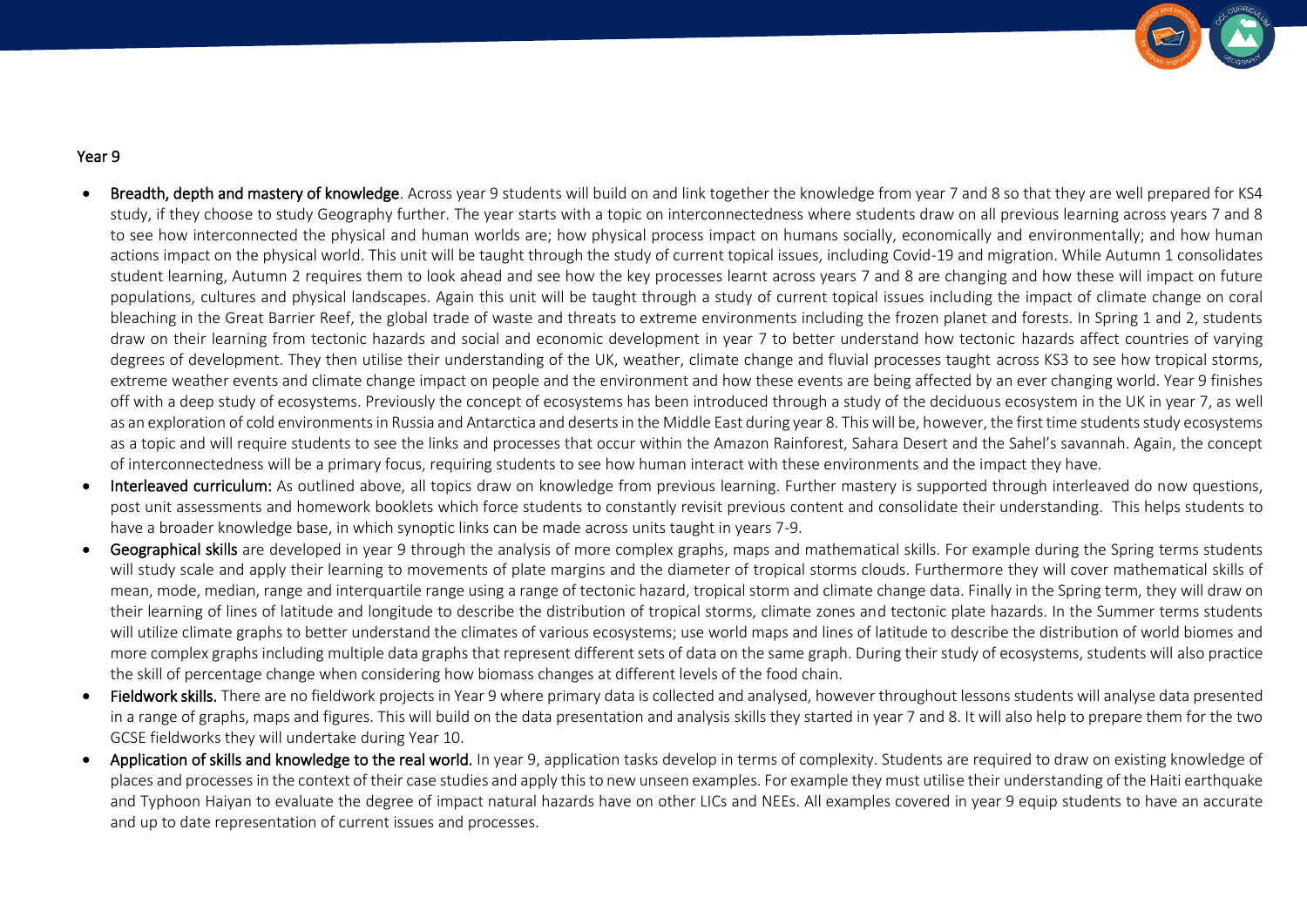## Year 9

- **Breadth, depth and mastery of knowledge**. Across year 9 students will build on and link together the knowledge from year 7 and 8 so that they are well prepared for KS4 study, if they choose to study Geography further. The year starts with a topic on interconnectedness where students draw on all previous learning across years 7 and 8 to see how interconnected the physical and human worlds are; how physical process impact on humans socially, economically and environmentally; and how human actions impact on the physical world. This unit will be taught through the study of current topical issues, including Covid-19 and migration. While Autumn 1 consolidates student learning, Autumn 2 requires them to look ahead and see how the key processes learnt across years 7 and 8 are changing and how these will impact on future populations, cultures and physical landscapes. Again this unit will be taught through a study of current topical issues including the impact of climate change on coral bleaching in the Great Barrier Reef, the global trade of waste and threats to extreme environments including the frozen planet and forests. In Spring 1 and 2, students draw on their learning from tectonic hazards and social and economic development in year 7 to better understand how tectonic hazards affect countries of varying degrees of development. They then utilise their understanding of the UK, weather, climate change and fluvial processes taught across KS3 to see how tropical storms, extreme weather events and climate change impact on people and the environment and how these events are being affected by an ever changing world. Year 9 finishes off with a deep study of ecosystems. Previously the concept of ecosystems has been introduced through a study of the deciduous ecosystem in the UK in year 7, as well as an exploration of cold environments in Russia and Antarctica and deserts in the Middle East during year 8. This will be, however, the first time students study ecosystems as a topic and will require students to see the links and processes that occur within the Amazon Rainforest, Sahara Desert and the Sahel's savannah. Again, the concept of interconnectedness will be a primary focus, requiring students to see how human interact with these environments and the impact they have.
- **Interleaved curriculum:** As outlined above, all topics draw on knowledge from previous learning. Further mastery is supported through interleaved do now questions, post unit assessments and homework booklets which force students to constantly revisit previous content and consolidate their understanding. This helps students to have a broader knowledge base, in which synoptic links can be made across units taught in years 7-9.
- **Geographical skills** are developed in year 9 through the analysis of more complex graphs, maps and mathematical skills. For example during the Spring terms students will study scale and apply their learning to movements of plate margins and the diameter of tropical storms clouds. Furthermore they will cover mathematical skills of mean, mode, median, range and interquartile range using a range of tectonic hazard, tropical storm and climate change data. Finally in the Spring term, they will draw on their learning of lines of latitude and longitude to describe the distribution of tropical storms, climate zones and tectonic plate hazards. In the Summer terms students will utilize climate graphs to better understand the climates of various ecosystems; use world maps and lines of latitude to describe the distribution of world biomes and more complex graphs including multiple data graphs that represent different sets of data on the same graph. During their study of ecosystems, students will also practice the skill of percentage change when considering how biomass changes at different levels of the food chain.
- **Fieldwork skills.** There are no fieldwork projects in Year 9 where primary data is collected and analysed, however throughout lessons students will analyse data presented in a range of graphs, maps and figures. This will build on the data presentation and analysis skills they started in year 7 and 8. It will also help to prepare them for the two GCSE fieldworks they will undertake during Year 10.
- **Application of skills and knowledge to the real world.** In year 9, application tasks develop in terms of complexity. Students are required to draw on existing knowledge of places and processes in the context of their case studies and apply this to new unseen examples. For example they must utilise their understanding of the Haiti earthquake and Typhoon Haiyan to evaluate the degree of impact natural hazards have on other LICs and NEEs. All examples covered in year 9 equip students to have an accurate and up to date representation of current issues and processes.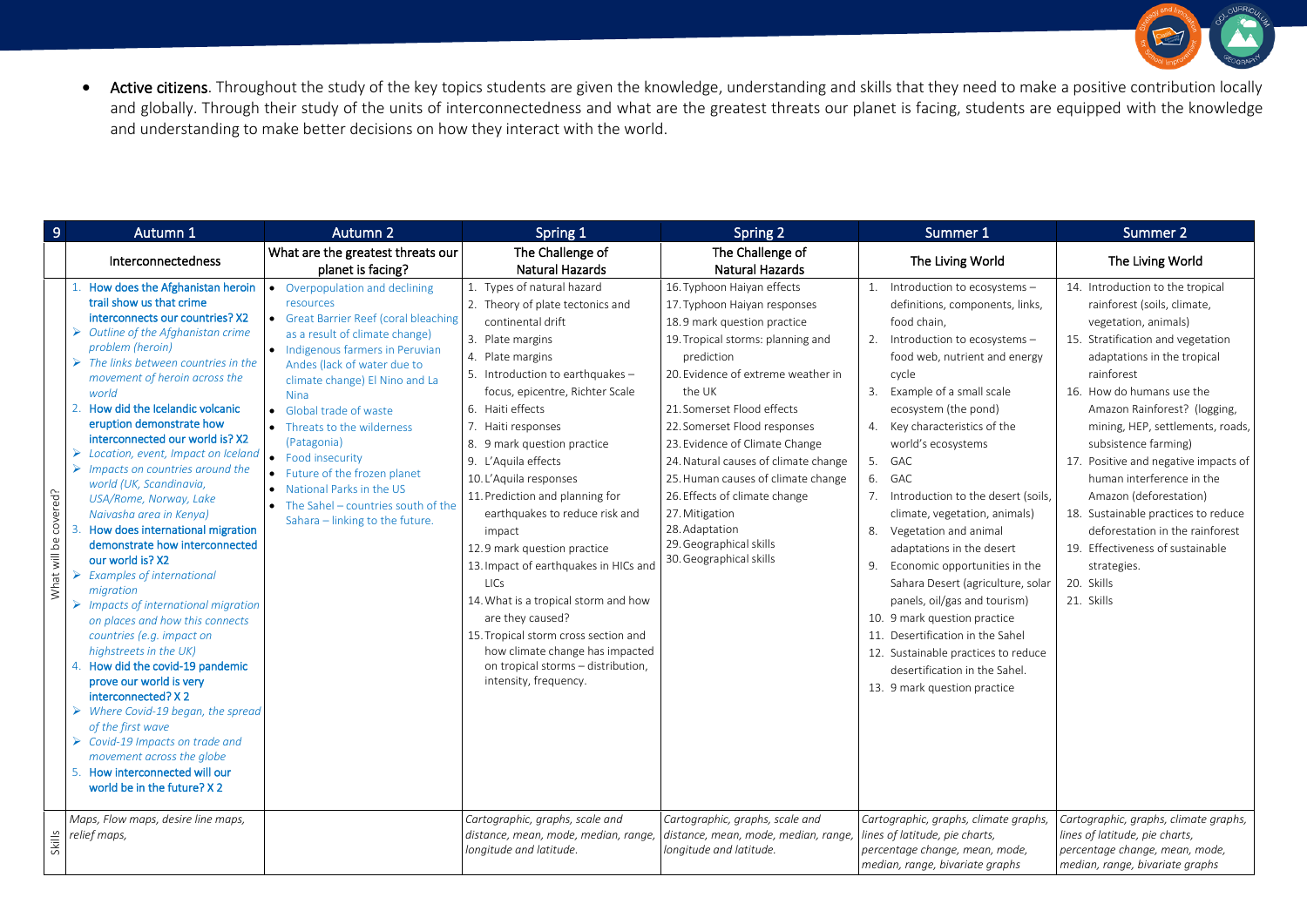- **Active citizens**. Throughout the study of the key topics students are given the knowledge, understanding and skills that they need to make a positive contribution locally and globally. Through their study of the units of interconnectedness and what are the greatest threats our planet is facing, students are equipped with the knowledge and understanding to make better decisions on how they interact with the world.

| 9 | Autumn 1 | Autumn 2 | Spring 1 | Spring 2 | Summer 1 | Summer 2 |
|---|---|---|---|---|---|---|
| | Interconnectedness | What are the greatest threats our planet is facing? | The Challenge of Natural Hazards | The Challenge of Natural Hazards | The Living World | The Living World |
| What will be covered? | 1. **How does the Afghanistan heroin trail show us that crime interconnects our countries? X2**<br>➢ *Outline of the Afghanistan crime problem (heroin)*<br>➢ *The links between countries in the movement of heroin across the world*<br>2. **How did the Icelandic volcanic eruption demonstrate how interconnected our world is? X2**<br>➢ *Location, event, Impact on Iceland*<br>➢ *Impacts on countries around the world (UK, Scandinavia, USA/Rome, Norway, Lake Naivasha area in Kenya)*<br>3. **How does international migration demonstrate how interconnected our world is? X2**<br>➢ *Examples of international migration*<br>➢ *Impacts of international migration on places and how this connects countries (e.g. impact on highstreets in the UK)*<br>4. **How did the covid-19 pandemic prove our world is very interconnected? X 2**<br>➢ *Where Covid-19 began, the spread of the first wave*<br>➢ *Covid-19 Impacts on trade and movement across the globe*<br>5. **How interconnected will our world be in the future? X 2** | • Overpopulation and declining resources<br>• Great Barrier Reef (coral bleaching as a result of climate change)<br>• Indigenous farmers in Peruvian Andes (lack of water due to climate change) El Nino and La Nina<br>• Global trade of waste<br>• Threats to the wilderness (Patagonia)<br>• Food insecurity<br>• Future of the frozen planet<br>• National Parks in the US<br>• The Sahel – countries south of the Sahara – linking to the future. | 1. Types of natural hazard<br>2. Theory of plate tectonics and continental drift<br>3. Plate margins<br>4. Plate margins<br>5. Introduction to earthquakes – focus, epicentre, Richter Scale<br>6. Haiti effects<br>7. Haiti responses<br>8. 9 mark question practice<br>9. L'Aquila effects<br>10. L'Aquila responses<br>11. Prediction and planning for earthquakes to reduce risk and impact<br>12. 9 mark question practice<br>13. Impact of earthquakes in HICs and LICs<br>14. What is a tropical storm and how are they caused?<br>15. Tropical storm cross section and how climate change has impacted on tropical storms – distribution, intensity, frequency. | 16. Typhoon Haiyan effects<br>17. Typhoon Haiyan responses<br>18. 9 mark question practice<br>19. Tropical storms: planning and prediction<br>20. Evidence of extreme weather in the UK<br>21. Somerset Flood effects<br>22. Somerset Flood responses<br>23. Evidence of Climate Change<br>24. Natural causes of climate change<br>25. Human causes of climate change<br>26. Effects of climate change<br>27. Mitigation<br>28. Adaptation<br>29. Geographical skills<br>30. Geographical skills | 1. Introduction to ecosystems – definitions, components, links, food chain,<br>2. Introduction to ecosystems – food web, nutrient and energy cycle<br>3. Example of a small scale ecosystem (the pond)<br>4. Key characteristics of the world's ecosystems<br>5. GAC<br>6. GAC<br>7. Introduction to the desert (soils, climate, vegetation, animals)<br>8. Vegetation and animal adaptations in the desert<br>9. Economic opportunities in the Sahara Desert (agriculture, solar panels, oil/gas and tourism)<br>10. 9 mark question practice<br>11. Desertification in the Sahel<br>12. Sustainable practices to reduce desertification in the Sahel.<br>13. 9 mark question practice | 14. Introduction to the tropical rainforest (soils, climate, vegetation, animals)<br>15. Stratification and vegetation adaptations in the tropical rainforest<br>16. How do humans use the Amazon Rainforest? (logging, mining, HEP, settlements, roads, subsistence farming)<br>17. Positive and negative impacts of human interference in the Amazon (deforestation)<br>18. Sustainable practices to reduce deforestation in the rainforest<br>19. Effectiveness of sustainable strategies.<br>20. Skills<br>21. Skills |
| Skills | *Maps, Flow maps, desire line maps, relief maps,* | | *Cartographic, graphs, scale and distance, mean, mode, median, range, longitude and latitude.* | *Cartographic, graphs, scale and distance, mean, mode, median, range, longitude and latitude.* | *Cartographic, graphs, climate graphs, lines of latitude, pie charts, percentage change, mean, mode, median, range, bivariate graphs* | *Cartographic, graphs, climate graphs, lines of latitude, pie charts, percentage change, mean, mode, median, range, bivariate graphs* |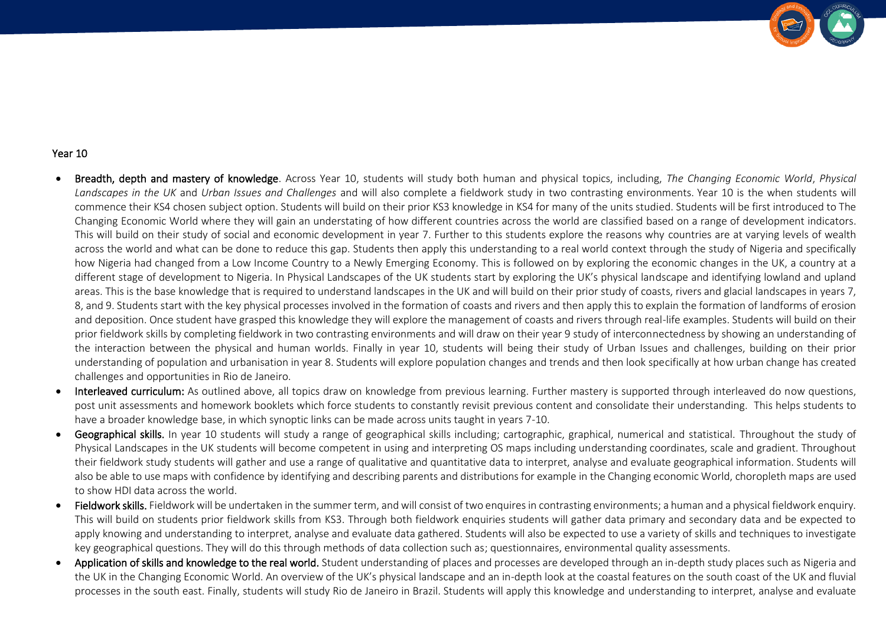Year 10

- **Breadth, depth and mastery of knowledge**. Across Year 10, students will study both human and physical topics, including, *The Changing Economic World*, *Physical Landscapes in the UK* and *Urban Issues and Challenges* and will also complete a fieldwork study in two contrasting environments. Year 10 is the when students will commence their KS4 chosen subject option. Students will build on their prior KS3 knowledge in KS4 for many of the units studied. Students will be first introduced to The Changing Economic World where they will gain an understating of how different countries across the world are classified based on a range of development indicators. This will build on their study of social and economic development in year 7. Further to this students explore the reasons why countries are at varying levels of wealth across the world and what can be done to reduce this gap. Students then apply this understanding to a real world context through the study of Nigeria and specifically how Nigeria had changed from a Low Income Country to a Newly Emerging Economy. This is followed on by exploring the economic changes in the UK, a country at a different stage of development to Nigeria. In Physical Landscapes of the UK students start by exploring the UK's physical landscape and identifying lowland and upland areas. This is the base knowledge that is required to understand landscapes in the UK and will build on their prior study of coasts, rivers and glacial landscapes in years 7, 8, and 9. Students start with the key physical processes involved in the formation of coasts and rivers and then apply this to explain the formation of landforms of erosion and deposition. Once student have grasped this knowledge they will explore the management of coasts and rivers through real-life examples. Students will build on their prior fieldwork skills by completing fieldwork in two contrasting environments and will draw on their year 9 study of interconnectedness by showing an understanding of the interaction between the physical and human worlds. Finally in year 10, students will being their study of Urban Issues and challenges, building on their prior understanding of population and urbanisation in year 8. Students will explore population changes and trends and then look specifically at how urban change has created challenges and opportunities in Rio de Janeiro.
- **Interleaved curriculum:** As outlined above, all topics draw on knowledge from previous learning. Further mastery is supported through interleaved do now questions, post unit assessments and homework booklets which force students to constantly revisit previous content and consolidate their understanding. This helps students to have a broader knowledge base, in which synoptic links can be made across units taught in years 7-10.
- **Geographical skills.** In year 10 students will study a range of geographical skills including; cartographic, graphical, numerical and statistical. Throughout the study of Physical Landscapes in the UK students will become competent in using and interpreting OS maps including understanding coordinates, scale and gradient. Throughout their fieldwork study students will gather and use a range of qualitative and quantitative data to interpret, analyse and evaluate geographical information. Students will also be able to use maps with confidence by identifying and describing parents and distributions for example in the Changing economic World, choropleth maps are used to show HDI data across the world.
- **Fieldwork skills.** Fieldwork will be undertaken in the summer term, and will consist of two enquires in contrasting environments; a human and a physical fieldwork enquiry. This will build on students prior fieldwork skills from KS3. Through both fieldwork enquiries students will gather data primary and secondary data and be expected to apply knowing and understanding to interpret, analyse and evaluate data gathered. Students will also be expected to use a variety of skills and techniques to investigate key geographical questions. They will do this through methods of data collection such as; questionnaires, environmental quality assessments.
- **Application of skills and knowledge to the real world.** Student understanding of places and processes are developed through an in-depth study places such as Nigeria and the UK in the Changing Economic World. An overview of the UK's physical landscape and an in-depth look at the coastal features on the south coast of the UK and fluvial processes in the south east. Finally, students will study Rio de Janeiro in Brazil. Students will apply this knowledge and understanding to interpret, analyse and evaluate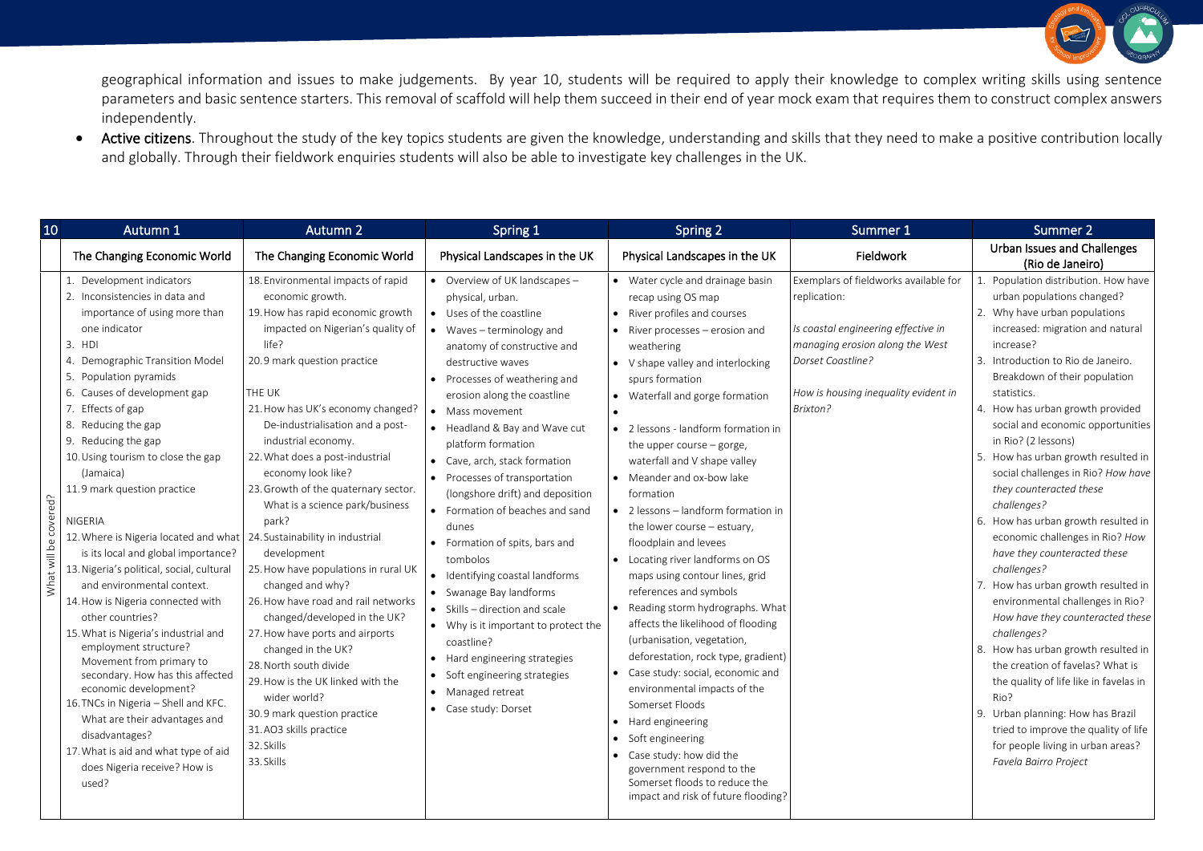geographical information and issues to make judgements. By year 10, students will be required to apply their knowledge to complex writing skills using sentence parameters and basic sentence starters. This removal of scaffold will help them succeed in their end of year mock exam that requires them to construct complex answers independently.

- **Active citizens**. Throughout the study of the key topics students are given the knowledge, understanding and skills that they need to make a positive contribution locally and globally. Through their fieldwork enquiries students will also be able to investigate key challenges in the UK.

| 10 | Autumn 1 | Autumn 2 | Spring 1 | Spring 2 | Summer 1 | Summer 2 |
|---|---|---|---|---|---|---|
| | The Changing Economic World | The Changing Economic World | Physical Landscapes in the UK | Physical Landscapes in the UK | Fieldwork | Urban Issues and Challenges (Rio de Janeiro) |
| What will be covered? | 1. Development indicators<br>2. Inconsistencies in data and importance of using more than one indicator<br>3. HDI<br>4. Demographic Transition Model<br>5. Population pyramids<br>6. Causes of development gap<br>7. Effects of gap<br>8. Reducing the gap<br>9. Reducing the gap<br>10. Using tourism to close the gap (Jamaica)<br>11. 9 mark question practice<br><br>NIGERIA<br>12. Where is Nigeria located and what is its local and global importance?<br>13. Nigeria's political, social, cultural and environmental context.<br>14. How is Nigeria connected with other countries?<br>15. What is Nigeria's industrial and employment structure? Movement from primary to secondary. How has this affected economic development?<br>16. TNCs in Nigeria – Shell and KFC. What are their advantages and disadvantages?<br>17. What is aid and what type of aid does Nigeria receive? How is used? | 18. Environmental impacts of rapid economic growth.<br>19. How has rapid economic growth impacted on Nigerian's quality of life?<br>20. 9 mark question practice<br><br>THE UK<br>21. How has UK's economy changed? De-industrialisation and a post-industrial economy.<br>22. What does a post-industrial economy look like?<br>23. Growth of the quaternary sector. What is a science park/business park?<br>24. Sustainability in industrial development<br>25. How have populations in rural UK changed and why?<br>26. How have road and rail networks changed/developed in the UK?<br>27. How have ports and airports changed in the UK?<br>28. North south divide<br>29. How is the UK linked with the wider world?<br>30. 9 mark question practice<br>31. AO3 skills practice<br>32. Skills<br>33. Skills | • Overview of UK landscapes – physical, urban.<br>• Uses of the coastline<br>• Waves – terminology and anatomy of constructive and destructive waves<br>• Processes of weathering and erosion along the coastline<br>• Mass movement<br>• Headland & Bay and Wave cut platform formation<br>• Cave, arch, stack formation<br>• Processes of transportation (longshore drift) and deposition<br>• Formation of beaches and sand dunes<br>• Formation of spits, bars and tombolos<br>• Identifying coastal landforms<br>• Swanage Bay landforms<br>• Skills – direction and scale<br>• Why is it important to protect the coastline?<br>• Hard engineering strategies<br>• Soft engineering strategies<br>• Managed retreat<br>• Case study: Dorset | • Water cycle and drainage basin recap using OS map<br>• River profiles and courses<br>• River processes – erosion and weathering<br>• V shape valley and interlocking spurs formation<br>• Waterfall and gorge formation<br>•<br>• 2 lessons - landform formation in the upper course – gorge, waterfall and V shape valley<br>• Meander and ox-bow lake formation<br>• 2 lessons – landform formation in the lower course – estuary, floodplain and levees<br>• Locating river landforms on OS maps using contour lines, grid references and symbols<br>• Reading storm hydrographs. What affects the likelihood of flooding (urbanisation, vegetation, deforestation, rock type, gradient)<br>• Case study: social, economic and environmental impacts of the Somerset Floods<br>• Hard engineering<br>• Soft engineering<br>• Case study: how did the government respond to the Somerset floods to reduce the impact and risk of future flooding? | Exemplars of fieldworks available for replication:<br><br>*Is coastal engineering effective in managing erosion along the West Dorset Coastline?*<br><br>*How is housing inequality evident in Brixton?* | 1. Population distribution. How have urban populations changed?<br>2. Why have urban populations increased: migration and natural increase?<br>3. Introduction to Rio de Janeiro. Breakdown of their population statistics.<br>4. How has urban growth provided social and economic opportunities in Rio? (2 lessons)<br>5. How has urban growth resulted in social challenges in Rio? *How have they counteracted these challenges?*<br>6. How has urban growth resulted in economic challenges in Rio? *How have they counteracted these challenges?*<br>7. How has urban growth resulted in environmental challenges in Rio? *How have they counteracted these challenges?*<br>8. How has urban growth resulted in the creation of favelas? What is the quality of life like in favelas in Rio?<br>9. Urban planning: How has Brazil tried to improve the quality of life for people living in urban areas? *Favela Bairro Project* |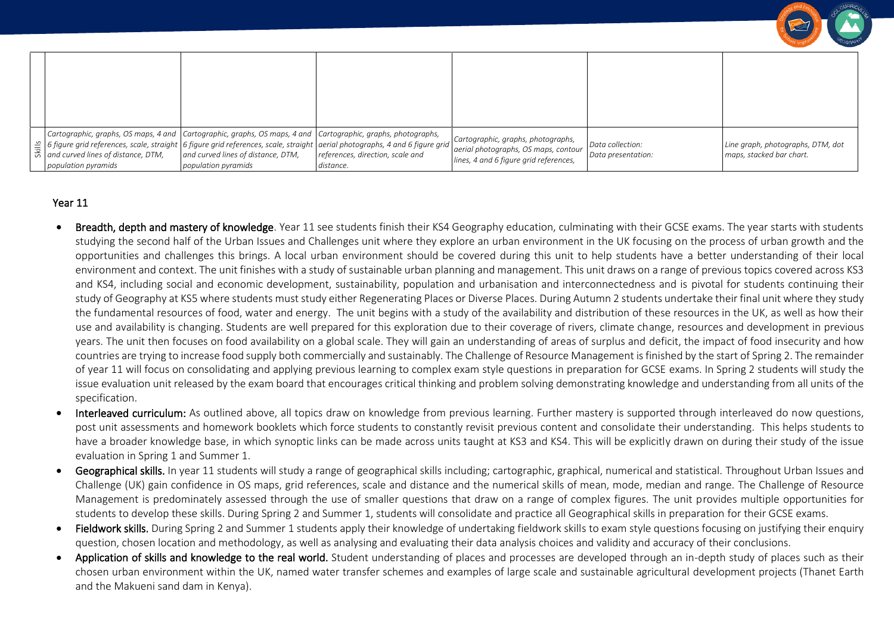| | | | | | | |
|---|---|---|---|---|---|---|
| | | | | | | |
| Skills | Cartographic, graphs, OS maps, 4 and 6 figure grid references, scale, straight and curved lines of distance, DTM, population pyramids | Cartographic, graphs, OS maps, 4 and 6 figure grid references, scale, straight and curved lines of distance, DTM, population pyramids | Cartographic, graphs, photographs, aerial photographs, 4 and 6 figure grid references, direction, scale and distance. | Cartographic, graphs, photographs, aerial photographs, OS maps, contour lines, 4 and 6 figure grid references, | Data collection: Data presentation: | Line graph, photographs, DTM, dot maps, stacked bar chart. |

## Year 11

- **Breadth, depth and mastery of knowledge**. Year 11 see students finish their KS4 Geography education, culminating with their GCSE exams. The year starts with students studying the second half of the Urban Issues and Challenges unit where they explore an urban environment in the UK focusing on the process of urban growth and the opportunities and challenges this brings. A local urban environment should be covered during this unit to help students have a better understanding of their local environment and context. The unit finishes with a study of sustainable urban planning and management. This unit draws on a range of previous topics covered across KS3 and KS4, including social and economic development, sustainability, population and urbanisation and interconnectedness and is pivotal for students continuing their study of Geography at KS5 where students must study either Regenerating Places or Diverse Places. During Autumn 2 students undertake their final unit where they study the fundamental resources of food, water and energy. The unit begins with a study of the availability and distribution of these resources in the UK, as well as how their use and availability is changing. Students are well prepared for this exploration due to their coverage of rivers, climate change, resources and development in previous years. The unit then focuses on food availability on a global scale. They will gain an understanding of areas of surplus and deficit, the impact of food insecurity and how countries are trying to increase food supply both commercially and sustainably. The Challenge of Resource Management is finished by the start of Spring 2. The remainder of year 11 will focus on consolidating and applying previous learning to complex exam style questions in preparation for GCSE exams. In Spring 2 students will study the issue evaluation unit released by the exam board that encourages critical thinking and problem solving demonstrating knowledge and understanding from all units of the specification.
- **Interleaved curriculum:** As outlined above, all topics draw on knowledge from previous learning. Further mastery is supported through interleaved do now questions, post unit assessments and homework booklets which force students to constantly revisit previous content and consolidate their understanding. This helps students to have a broader knowledge base, in which synoptic links can be made across units taught at KS3 and KS4. This will be explicitly drawn on during their study of the issue evaluation in Spring 1 and Summer 1.
- **Geographical skills.** In year 11 students will study a range of geographical skills including; cartographic, graphical, numerical and statistical. Throughout Urban Issues and Challenge (UK) gain confidence in OS maps, grid references, scale and distance and the numerical skills of mean, mode, median and range. The Challenge of Resource Management is predominately assessed through the use of smaller questions that draw on a range of complex figures. The unit provides multiple opportunities for students to develop these skills. During Spring 2 and Summer 1, students will consolidate and practice all Geographical skills in preparation for their GCSE exams.
- **Fieldwork skills.** During Spring 2 and Summer 1 students apply their knowledge of undertaking fieldwork skills to exam style questions focusing on justifying their enquiry question, chosen location and methodology, as well as analysing and evaluating their data analysis choices and validity and accuracy of their conclusions.
- **Application of skills and knowledge to the real world.** Student understanding of places and processes are developed through an in-depth study of places such as their chosen urban environment within the UK, named water transfer schemes and examples of large scale and sustainable agricultural development projects (Thanet Earth and the Makueni sand dam in Kenya).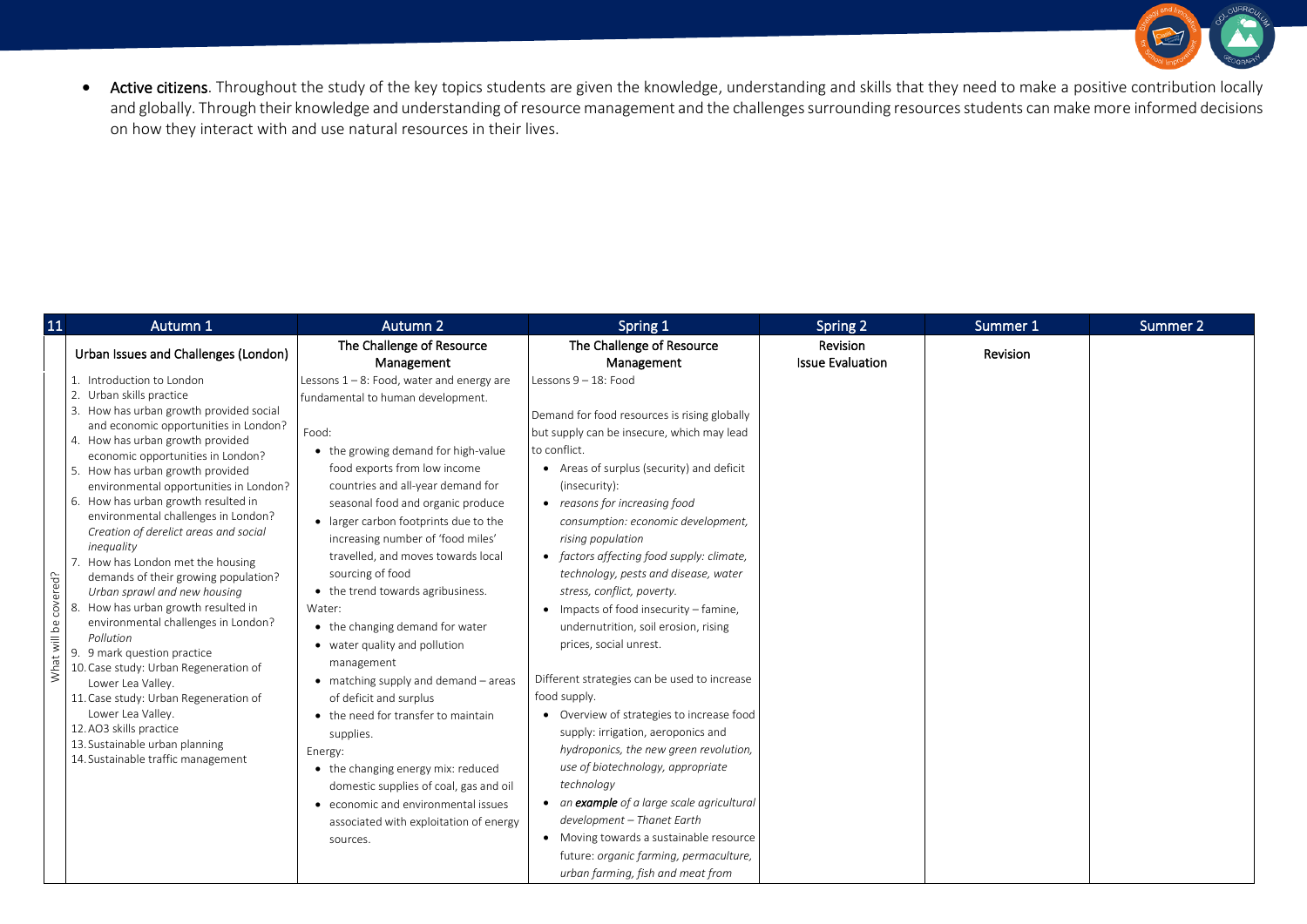- **Active citizens**. Throughout the study of the key topics students are given the knowledge, understanding and skills that they need to make a positive contribution locally and globally. Through their knowledge and understanding of resource management and the challenges surrounding resources students can make more informed decisions on how they interact with and use natural resources in their lives.

| 11 | Autumn 1 | Autumn 2 | Spring 1 | Spring 2 | Summer 1 | Summer 2 |
|---|---|---|---|---|---|---|
| What will be covered? | Urban Issues and Challenges (London)<br><br>1. Introduction to London<br>2. Urban skills practice<br>3. How has urban growth provided social and economic opportunities in London?<br>4. How has urban growth provided economic opportunities in London?<br>5. How has urban growth provided environmental opportunities in London?<br>6. How has urban growth resulted in environmental challenges in London? *Creation of derelict areas and social inequality*<br>7. How has London met the housing demands of their growing population? *Urban sprawl and new housing*<br>8. How has urban growth resulted in environmental challenges in London? *Pollution*<br>9. 9 mark question practice<br>10. Case study: Urban Regeneration of Lower Lea Valley.<br>11. Case study: Urban Regeneration of Lower Lea Valley.<br>12. AO3 skills practice<br>13. Sustainable urban planning<br>14. Sustainable traffic management | The Challenge of Resource Management<br><br>Lessons 1 – 8: Food, water and energy are fundamental to human development.<br><br>Food:<br>• the growing demand for high-value food exports from low income countries and all-year demand for seasonal food and organic produce<br>• larger carbon footprints due to the increasing number of 'food miles' travelled, and moves towards local sourcing of food<br>• the trend towards agribusiness.<br>Water:<br>• the changing demand for water<br>• water quality and pollution management<br>• matching supply and demand – areas of deficit and surplus<br>• the need for transfer to maintain supplies.<br>Energy:<br>• the changing energy mix: reduced domestic supplies of coal, gas and oil<br>• economic and environmental issues associated with exploitation of energy sources. | The Challenge of Resource Management<br><br>Lessons 9 – 18: Food<br><br>Demand for food resources is rising globally but supply can be insecure, which may lead to conflict.<br>• Areas of surplus (security) and deficit (insecurity):<br>• *reasons for increasing food consumption: economic development, rising population*<br>• *factors affecting food supply: climate, technology, pests and disease, water stress, conflict, poverty.*<br>• Impacts of food insecurity – famine, undernutrition, soil erosion, rising prices, social unrest.<br><br>Different strategies can be used to increase food supply.<br>• Overview of strategies to increase food supply: irrigation, aeroponics and *hydroponics, the new green revolution, use of biotechnology, appropriate technology*<br>• *an **example** of a large scale agricultural development – Thanet Earth*<br>• Moving towards a sustainable resource future: *organic farming, permaculture, urban farming, fish and meat from* | Revision<br>Issue Evaluation | Revision | |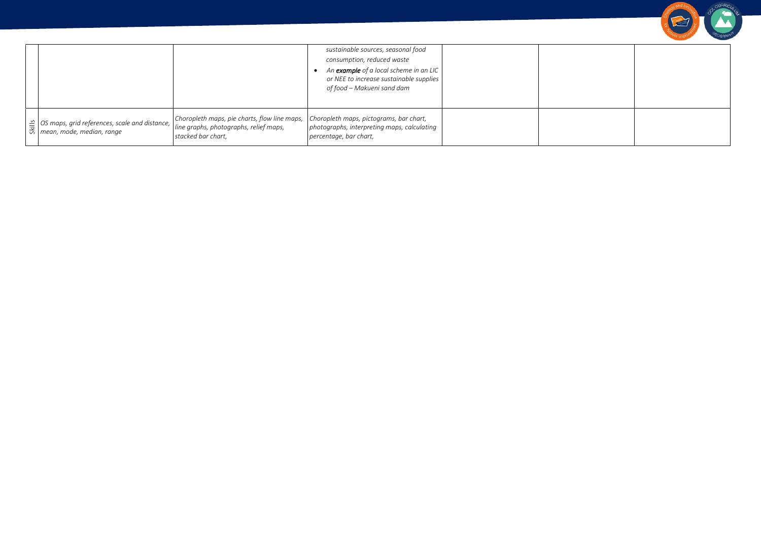| | | | | | | |
|---|---|---|---|---|---|---|
| | | | *sustainable sources, seasonal food consumption, reduced waste*<br>• *An **example** of a local scheme in an LIC or NEE to increase sustainable supplies of food – Makueni sand dam* | | | |
| Skills | *OS maps, grid references, scale and distance, mean, mode, median, range* | *Choropleth maps, pie charts, flow line maps, line graphs, photographs, relief maps, stacked bar chart,* | *Choropleth maps, pictograms, bar chart, photographs, interpreting maps, calculating percentage, bar chart,* | | | |